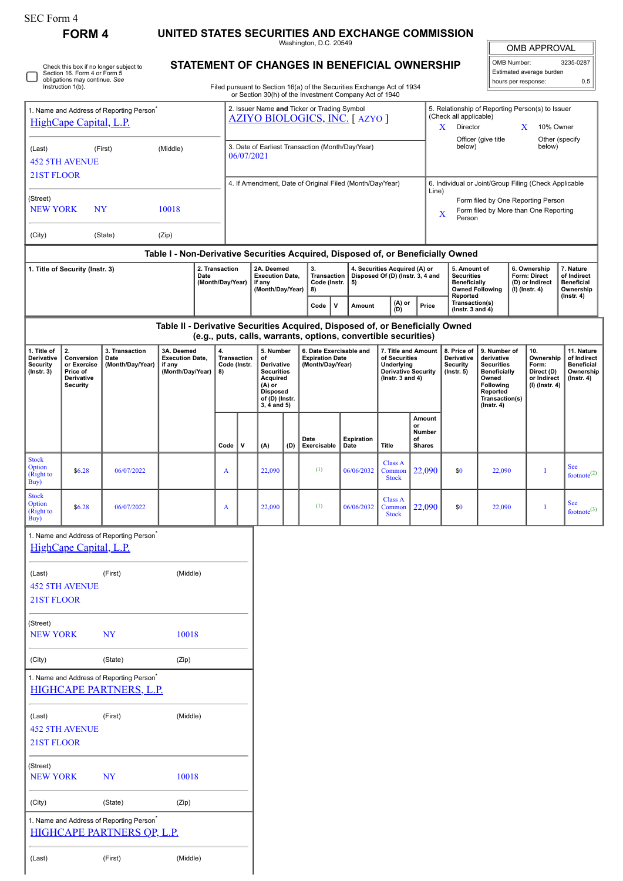SEC Form 4

# FORM 4

## UNITED STATES SECURITIES AND EXCHANGE COMMISSION

Washington, D.C. 20549

## STATEMENT OF CHANGES IN BENEFICIAL OWNERSHIP

Filed pursuant to Section 16(a) of the Securities Exchange Act of 1934 or Section 30(h) of the Investment Company Act of 1940

☐ Check this box if no longer subject to Section 16. Form 4 or Form 5 obligations may continue. *See* Instruction 1(b).

| OMB APPROVAL | |
|---|---|
| OMB Number: | 3235-0287 |
| Estimated average burden | |
| hours per response: | 0.5 |

1. Name and Address of Reporting Person*
HighCape Capital, L.P.

(Last) (First) (Middle)
452 5TH AVENUE
21ST FLOOR

(Street)
NEW YORK NY 10018

(City) (State) (Zip)

2. Issuer Name **and** Ticker or Trading Symbol
AZIYO BIOLOGICS, INC. [ AZYO ]

3. Date of Earliest Transaction (Month/Day/Year)
06/07/2021

4. If Amendment, Date of Original Filed (Month/Day/Year)

5. Relationship of Reporting Person(s) to Issuer (Check all applicable)
X Director
X 10% Owner
Officer (give title below)
Other (specify below)

6. Individual or Joint/Group Filing (Check Applicable Line)
Form filed by One Reporting Person
X Form filed by More than One Reporting Person

### Table I - Non-Derivative Securities Acquired, Disposed of, or Beneficially Owned

| 1. Title of Security (Instr. 3) | 2. Transaction Date (Month/Day/Year) | 2A. Deemed Execution Date, if any (Month/Day/Year) | 3. Transaction Code (Instr. 8) | | 4. Securities Acquired (A) or Disposed Of (D) (Instr. 3, 4 and 5) | | | 5. Amount of Securities Beneficially Owned Following Reported Transaction(s) (Instr. 3 and 4) | 6. Ownership Form: Direct (D) or Indirect (I) (Instr. 4) | 7. Nature of Indirect Beneficial Ownership (Instr. 4) |
|---|---|---|---|---|---|---|---|---|---|---|
| | | | Code | V | Amount | (A) or (D) | Price | | | |

### Table II - Derivative Securities Acquired, Disposed of, or Beneficially Owned (e.g., puts, calls, warrants, options, convertible securities)

| 1. Title of Derivative Security (Instr. 3) | 2. Conversion or Exercise Price of Derivative Security | 3. Transaction Date (Month/Day/Year) | 3A. Deemed Execution Date, if any (Month/Day/Year) | 4. Transaction Code (Instr. 8) | | 5. Number of Derivative Securities Acquired (A) or Disposed of (D) (Instr. 3, 4 and 5) | | 6. Date Exercisable and Expiration Date (Month/Day/Year) | | 7. Title and Amount of Securities Underlying Derivative Security (Instr. 3 and 4) | | 8. Price of Derivative Security (Instr. 5) | 9. Number of derivative Securities Beneficially Owned Following Reported Transaction(s) (Instr. 4) | 10. Ownership Form: Direct (D) or Indirect (I) (Instr. 4) | 11. Nature of Indirect Beneficial Ownership (Instr. 4) |
|---|---|---|---|---|---|---|---|---|---|---|---|---|---|---|---|
| | | | | Code | V | (A) | (D) | Date Exercisable | Expiration Date | Title | Amount or Number of Shares | | | | |
| Stock Option (Right to Buy) | $6.28 | 06/07/2022 | | A | | 22,090 | | (1) | 06/06/2032 | Class A Common Stock | 22,090 | $0 | 22,090 | I | See footnote[2] |
| Stock Option (Right to Buy) | $6.28 | 06/07/2022 | | A | | 22,090 | | (1) | 06/06/2032 | Class A Common Stock | 22,090 | $0 | 22,090 | I | See footnote[3] |

1. Name and Address of Reporting Person*
HighCape Capital, L.P.

(Last) (First) (Middle)
452 5TH AVENUE
21ST FLOOR

(Street)
NEW YORK NY 10018

(City) (State) (Zip)

1. Name and Address of Reporting Person*
HIGHCAPE PARTNERS, L.P.

(Last) (First) (Middle)
452 5TH AVENUE
21ST FLOOR

(Street)
NEW YORK NY 10018

(City) (State) (Zip)

1. Name and Address of Reporting Person*
HIGHCAPE PARTNERS QP, L.P.

(Last) (First) (Middle)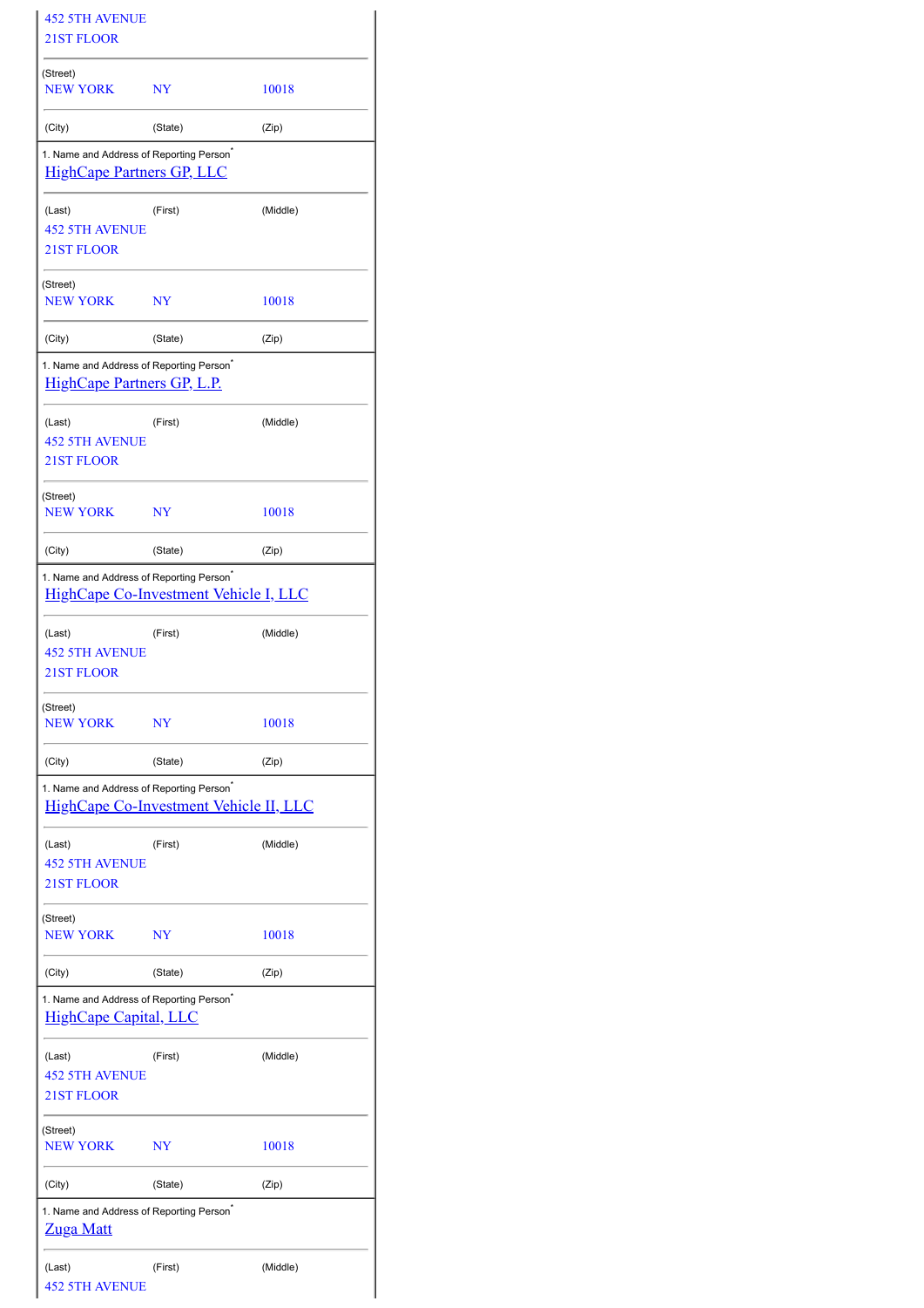452 5TH AVENUE
21ST FLOOR

(Street)

| NEW YORK | NY | 10018 |
|---|---|---|
| (City) | (State) | (Zip) |

1. Name and Address of Reporting Person*

HighCape Partners GP, LLC

| (Last) | (First) | (Middle) |
|---|---|---|

452 5TH AVENUE
21ST FLOOR

(Street)

| NEW YORK | NY | 10018 |
|---|---|---|
| (City) | (State) | (Zip) |

1. Name and Address of Reporting Person*

HighCape Partners GP, L.P.

| (Last) | (First) | (Middle) |
|---|---|---|

452 5TH AVENUE
21ST FLOOR

(Street)

| NEW YORK | NY | 10018 |
|---|---|---|
| (City) | (State) | (Zip) |

1. Name and Address of Reporting Person*

HighCape Co-Investment Vehicle I, LLC

| (Last) | (First) | (Middle) |
|---|---|---|

452 5TH AVENUE
21ST FLOOR

(Street)

| NEW YORK | NY | 10018 |
|---|---|---|
| (City) | (State) | (Zip) |

1. Name and Address of Reporting Person*

HighCape Co-Investment Vehicle II, LLC

| (Last) | (First) | (Middle) |
|---|---|---|

452 5TH AVENUE
21ST FLOOR

(Street)

| NEW YORK | NY | 10018 |
|---|---|---|
| (City) | (State) | (Zip) |

1. Name and Address of Reporting Person*

HighCape Capital, LLC

| (Last) | (First) | (Middle) |
|---|---|---|

452 5TH AVENUE
21ST FLOOR

(Street)

| NEW YORK | NY | 10018 |
|---|---|---|
| (City) | (State) | (Zip) |

1. Name and Address of Reporting Person*

Zuga Matt

| (Last) | (First) | (Middle) |
|---|---|---|

452 5TH AVENUE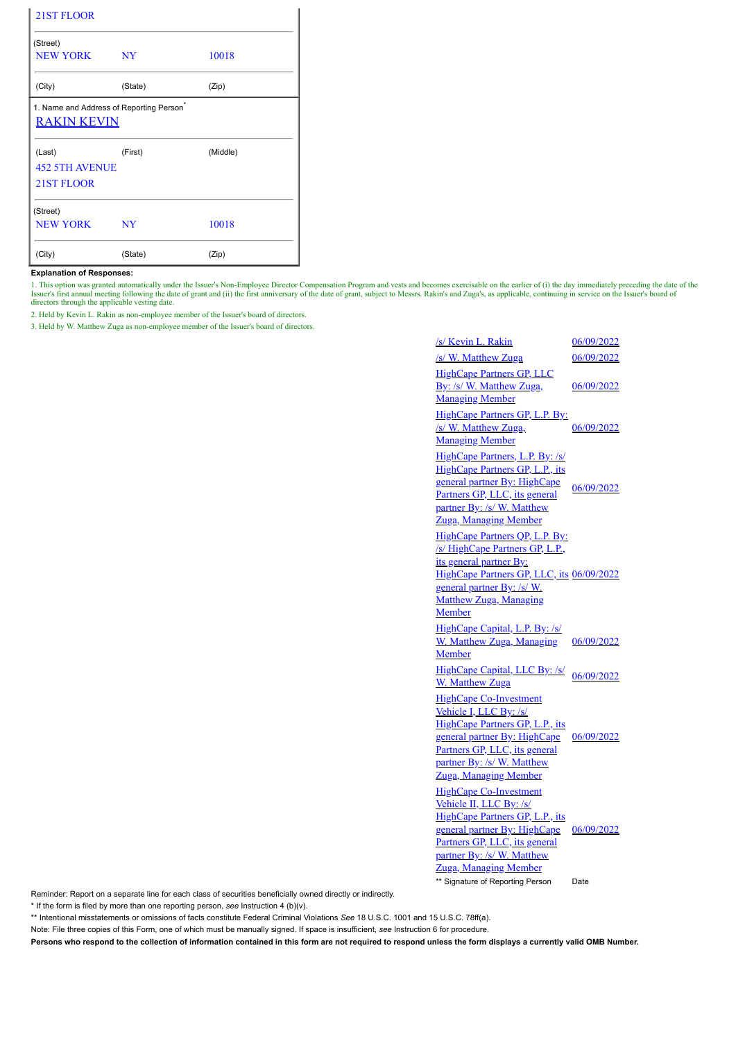| | | |
|---|---|---|
| 21ST FLOOR | | |
| (Street) | | |
| NEW YORK | NY | 10018 |
| (City) | (State) | (Zip) |

| | | |
|---|---|---|
| 1. Name and Address of Reporting Person* | | |
| RAKIN KEVIN | | |
| (Last) | (First) | (Middle) |
| 452 5TH AVENUE | | |
| 21ST FLOOR | | |
| (Street) | | |
| NEW YORK | NY | 10018 |
| (City) | (State) | (Zip) |

**Explanation of Responses:**

1. This option was granted automatically under the Issuer's Non-Employee Director Compensation Program and vests and becomes exercisable on the earlier of (i) the day immediately preceding the date of the Issuer's first annual meeting following the date of grant and (ii) the first anniversary of the date of grant, subject to Messrs. Rakin's and Zuga's, as applicable, continuing in service on the Issuer's board of directors through the applicable vesting date.

2. Held by Kevin L. Rakin as non-employee member of the Issuer's board of directors.

3. Held by W. Matthew Zuga as non-employee member of the Issuer's board of directors.

| | |
|---|---|
| /s/ Kevin L. Rakin | 06/09/2022 |
| /s/ W. Matthew Zuga | 06/09/2022 |
| HighCape Partners GP, LLC By: /s/ W. Matthew Zuga, Managing Member | 06/09/2022 |
| HighCape Partners GP, L.P. By: /s/ W. Matthew Zuga, Managing Member | 06/09/2022 |
| HighCape Partners, L.P. By: /s/ HighCape Partners GP, L.P., its general partner By: HighCape Partners GP, LLC, its general partner By: /s/ W. Matthew Zuga, Managing Member | 06/09/2022 |
| HighCape Partners QP, L.P. By: /s/ HighCape Partners GP, L.P., its general partner By: HighCape Partners GP, LLC, its general partner By: /s/ W. Matthew Zuga, Managing Member | 06/09/2022 |
| HighCape Capital, L.P. By: /s/ W. Matthew Zuga, Managing Member | 06/09/2022 |
| HighCape Capital, LLC By: /s/ W. Matthew Zuga | 06/09/2022 |
| HighCape Co-Investment Vehicle I, LLC By: /s/ HighCape Partners GP, L.P., its general partner By: HighCape Partners GP, LLC, its general partner By: /s/ W. Matthew Zuga, Managing Member | 06/09/2022 |
| HighCape Co-Investment Vehicle II, LLC By: /s/ HighCape Partners GP, L.P., its general partner By: HighCape Partners GP, LLC, its general partner By: /s/ W. Matthew Zuga, Managing Member | 06/09/2022 |
| ** Signature of Reporting Person | Date |

Reminder: Report on a separate line for each class of securities beneficially owned directly or indirectly.

* If the form is filed by more than one reporting person, *see* Instruction 4 (b)(v).

** Intentional misstatements or omissions of facts constitute Federal Criminal Violations *See* 18 U.S.C. 1001 and 15 U.S.C. 78ff(a).

Note: File three copies of this Form, one of which must be manually signed. If space is insufficient, *see* Instruction 6 for procedure.

**Persons who respond to the collection of information contained in this form are not required to respond unless the form displays a currently valid OMB Number.**